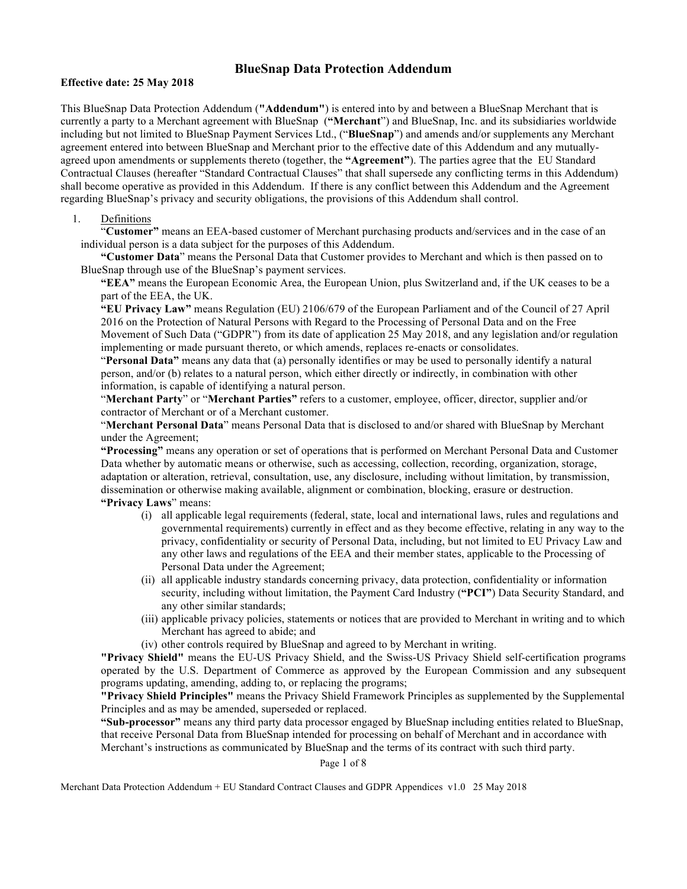# BlueSnap Data Protection Addendum

**Effective date: 25 May 2018**

This BlueSnap Data Protection Addendum (**"Addendum"**) is entered into by and between a BlueSnap Merchant that is currently a party to a Merchant agreement with BlueSnap (**"Merchant"**) and BlueSnap, Inc. and its subsidiaries worldwide including but not limited to BlueSnap Payment Services Ltd., ("**BlueSnap**") and amends and/or supplements any Merchant agreement entered into between BlueSnap and Merchant prior to the effective date of this Addendum and any mutually-agreed upon amendments or supplements thereto (together, the **"Agreement"**). The parties agree that the EU Standard Contractual Clauses (hereafter "Standard Contractual Clauses" that shall supersede any conflicting terms in this Addendum) shall become operative as provided in this Addendum. If there is any conflict between this Addendum and the Agreement regarding BlueSnap's privacy and security obligations, the provisions of this Addendum shall control.

1. Definitions

"**Customer"** means an EEA-based customer of Merchant purchasing products and/services and in the case of an individual person is a data subject for the purposes of this Addendum.

**"Customer Data**" means the Personal Data that Customer provides to Merchant and which is then passed on to BlueSnap through use of the BlueSnap's payment services.

**"EEA"** means the European Economic Area, the European Union, plus Switzerland and, if the UK ceases to be a part of the EEA, the UK.

**"EU Privacy Law"** means Regulation (EU) 2106/679 of the European Parliament and of the Council of 27 April 2016 on the Protection of Natural Persons with Regard to the Processing of Personal Data and on the Free Movement of Such Data ("GDPR") from its date of application 25 May 2018, and any legislation and/or regulation implementing or made pursuant thereto, or which amends, replaces re-enacts or consolidates.

"**Personal Data"** means any data that (a) personally identifies or may be used to personally identify a natural person, and/or (b) relates to a natural person, which either directly or indirectly, in combination with other information, is capable of identifying a natural person.

"**Merchant Party**" or "**Merchant Parties"** refers to a customer, employee, officer, director, supplier and/or contractor of Merchant or of a Merchant customer.

"**Merchant Personal Data**" means Personal Data that is disclosed to and/or shared with BlueSnap by Merchant under the Agreement;

**"Processing"** means any operation or set of operations that is performed on Merchant Personal Data and Customer Data whether by automatic means or otherwise, such as accessing, collection, recording, organization, storage, adaptation or alteration, retrieval, consultation, use, any disclosure, including without limitation, by transmission, dissemination or otherwise making available, alignment or combination, blocking, erasure or destruction.

**"Privacy Laws**" means:

- (i) all applicable legal requirements (federal, state, local and international laws, rules and regulations and governmental requirements) currently in effect and as they become effective, relating in any way to the privacy, confidentiality or security of Personal Data, including, but not limited to EU Privacy Law and any other laws and regulations of the EEA and their member states, applicable to the Processing of Personal Data under the Agreement;
- (ii) all applicable industry standards concerning privacy, data protection, confidentiality or information security, including without limitation, the Payment Card Industry (**"PCI"**) Data Security Standard, and any other similar standards;
- (iii) applicable privacy policies, statements or notices that are provided to Merchant in writing and to which Merchant has agreed to abide; and
- (iv) other controls required by BlueSnap and agreed to by Merchant in writing.

**"Privacy Shield"** means the EU-US Privacy Shield, and the Swiss-US Privacy Shield self-certification programs operated by the U.S. Department of Commerce as approved by the European Commission and any subsequent programs updating, amending, adding to, or replacing the programs;

**"Privacy Shield Principles"** means the Privacy Shield Framework Principles as supplemented by the Supplemental Principles and as may be amended, superseded or replaced.

**"Sub-processor"** means any third party data processor engaged by BlueSnap including entities related to BlueSnap, that receive Personal Data from BlueSnap intended for processing on behalf of Merchant and in accordance with Merchant's instructions as communicated by BlueSnap and the terms of its contract with such third party.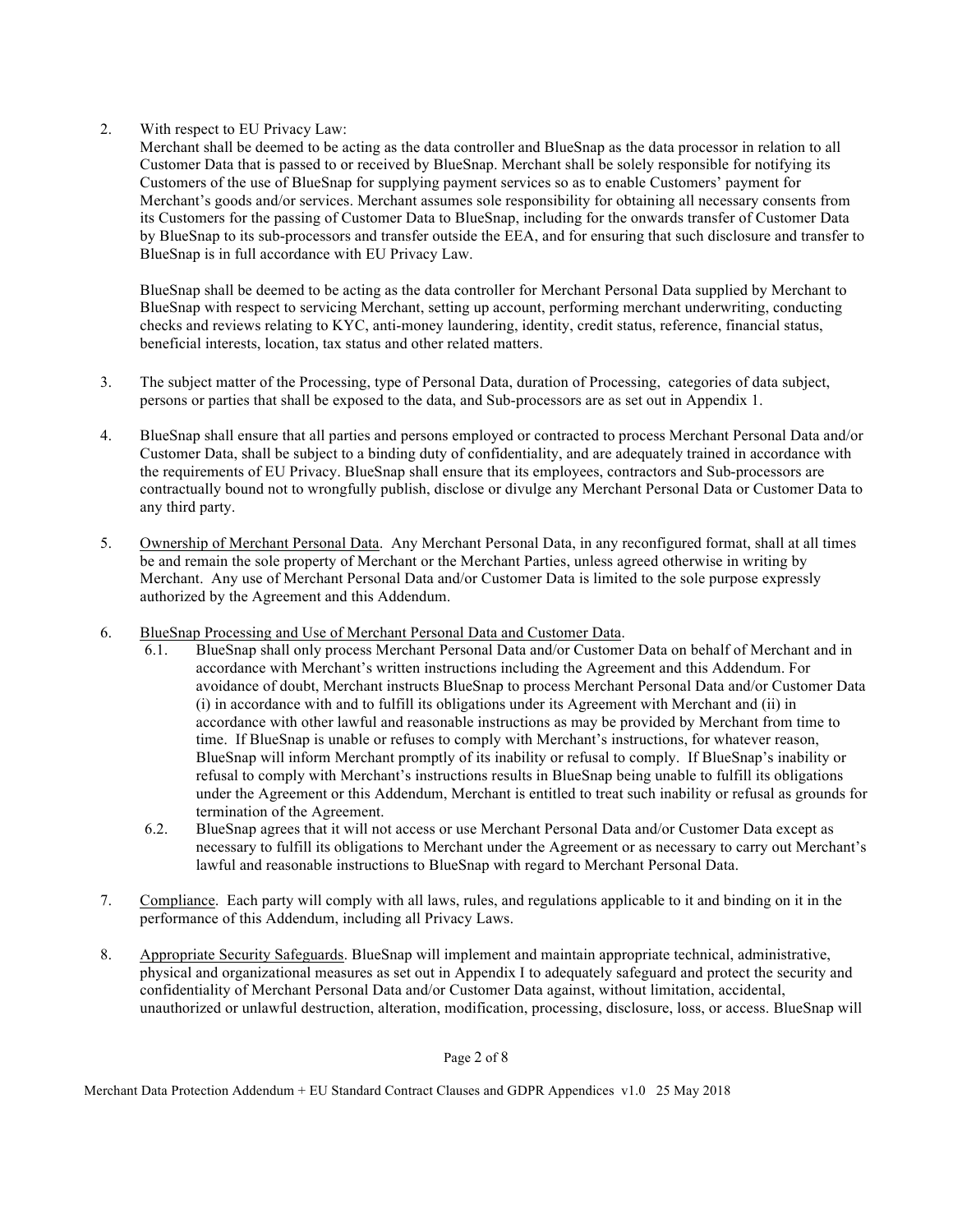2. With respect to EU Privacy Law:

   Merchant shall be deemed to be acting as the data controller and BlueSnap as the data processor in relation to all Customer Data that is passed to or received by BlueSnap. Merchant shall be solely responsible for notifying its Customers of the use of BlueSnap for supplying payment services so as to enable Customers' payment for Merchant's goods and/or services. Merchant assumes sole responsibility for obtaining all necessary consents from its Customers for the passing of Customer Data to BlueSnap, including for the onwards transfer of Customer Data by BlueSnap to its sub-processors and transfer outside the EEA, and for ensuring that such disclosure and transfer to BlueSnap is in full accordance with EU Privacy Law.

   BlueSnap shall be deemed to be acting as the data controller for Merchant Personal Data supplied by Merchant to BlueSnap with respect to servicing Merchant, setting up account, performing merchant underwriting, conducting checks and reviews relating to KYC, anti-money laundering, identity, credit status, reference, financial status, beneficial interests, location, tax status and other related matters.

3. The subject matter of the Processing, type of Personal Data, duration of Processing, categories of data subject, persons or parties that shall be exposed to the data, and Sub-processors are as set out in Appendix 1.

4. BlueSnap shall ensure that all parties and persons employed or contracted to process Merchant Personal Data and/or Customer Data, shall be subject to a binding duty of confidentiality, and are adequately trained in accordance with the requirements of EU Privacy. BlueSnap shall ensure that its employees, contractors and Sub-processors are contractually bound not to wrongfully publish, disclose or divulge any Merchant Personal Data or Customer Data to any third party.

5. <u>Ownership of Merchant Personal Data</u>. Any Merchant Personal Data, in any reconfigured format, shall at all times be and remain the sole property of Merchant or the Merchant Parties, unless agreed otherwise in writing by Merchant. Any use of Merchant Personal Data and/or Customer Data is limited to the sole purpose expressly authorized by the Agreement and this Addendum.

6. <u>BlueSnap Processing and Use of Merchant Personal Data and Customer Data</u>.

   6.1. BlueSnap shall only process Merchant Personal Data and/or Customer Data on behalf of Merchant and in accordance with Merchant's written instructions including the Agreement and this Addendum. For avoidance of doubt, Merchant instructs BlueSnap to process Merchant Personal Data and/or Customer Data (i) in accordance with and to fulfill its obligations under its Agreement with Merchant and (ii) in accordance with other lawful and reasonable instructions as may be provided by Merchant from time to time. If BlueSnap is unable or refuses to comply with Merchant's instructions, for whatever reason, BlueSnap will inform Merchant promptly of its inability or refusal to comply. If BlueSnap's inability or refusal to comply with Merchant's instructions results in BlueSnap being unable to fulfill its obligations under the Agreement or this Addendum, Merchant is entitled to treat such inability or refusal as grounds for termination of the Agreement.

   6.2. BlueSnap agrees that it will not access or use Merchant Personal Data and/or Customer Data except as necessary to fulfill its obligations to Merchant under the Agreement or as necessary to carry out Merchant's lawful and reasonable instructions to BlueSnap with regard to Merchant Personal Data.

7. <u>Compliance</u>. Each party will comply with all laws, rules, and regulations applicable to it and binding on it in the performance of this Addendum, including all Privacy Laws.

8. <u>Appropriate Security Safeguards</u>. BlueSnap will implement and maintain appropriate technical, administrative, physical and organizational measures as set out in Appendix I to adequately safeguard and protect the security and confidentiality of Merchant Personal Data and/or Customer Data against, without limitation, accidental, unauthorized or unlawful destruction, alteration, modification, processing, disclosure, loss, or access. BlueSnap will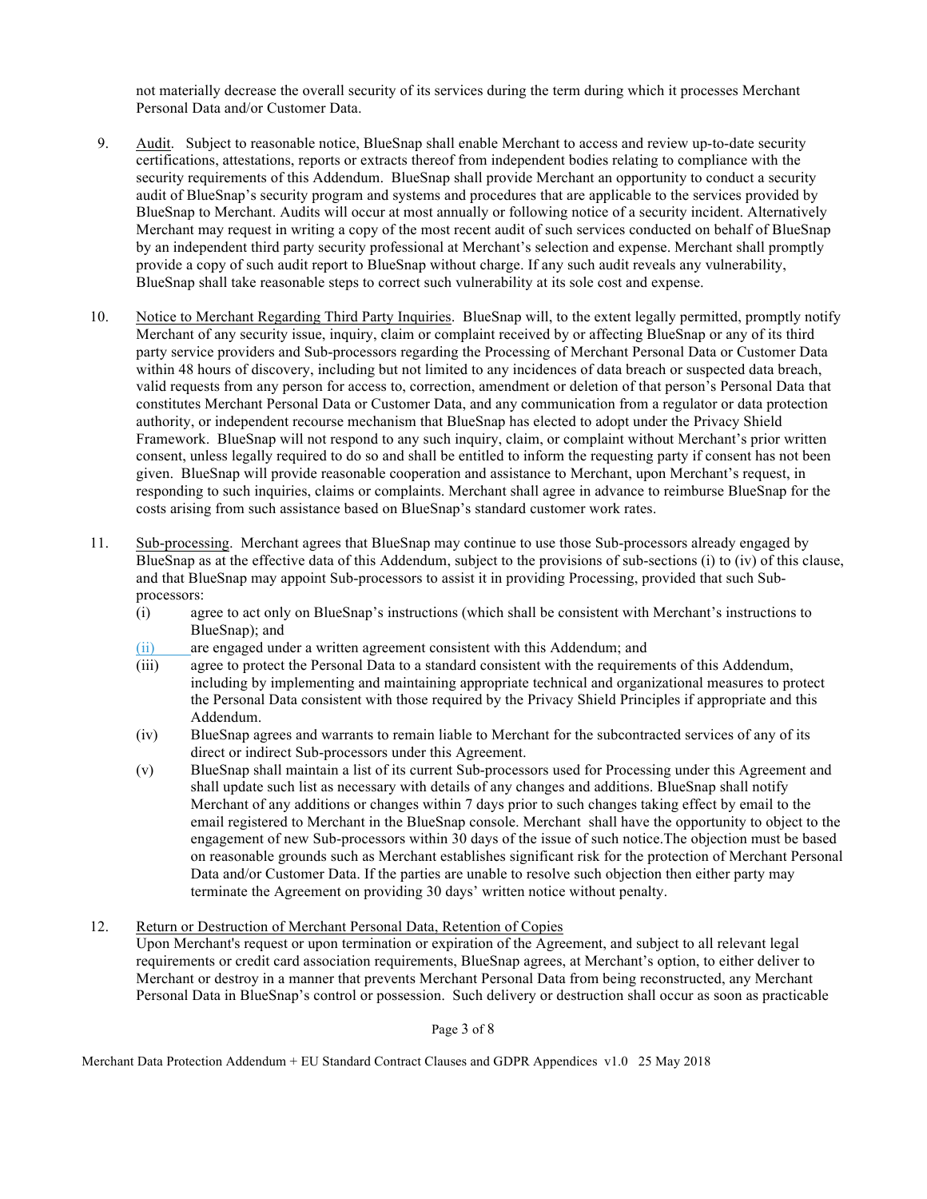not materially decrease the overall security of its services during the term during which it processes Merchant Personal Data and/or Customer Data.

9. Audit. Subject to reasonable notice, BlueSnap shall enable Merchant to access and review up-to-date security certifications, attestations, reports or extracts thereof from independent bodies relating to compliance with the security requirements of this Addendum. BlueSnap shall provide Merchant an opportunity to conduct a security audit of BlueSnap's security program and systems and procedures that are applicable to the services provided by BlueSnap to Merchant. Audits will occur at most annually or following notice of a security incident. Alternatively Merchant may request in writing a copy of the most recent audit of such services conducted on behalf of BlueSnap by an independent third party security professional at Merchant's selection and expense. Merchant shall promptly provide a copy of such audit report to BlueSnap without charge. If any such audit reveals any vulnerability, BlueSnap shall take reasonable steps to correct such vulnerability at its sole cost and expense.

10. Notice to Merchant Regarding Third Party Inquiries. BlueSnap will, to the extent legally permitted, promptly notify Merchant of any security issue, inquiry, claim or complaint received by or affecting BlueSnap or any of its third party service providers and Sub-processors regarding the Processing of Merchant Personal Data or Customer Data within 48 hours of discovery, including but not limited to any incidences of data breach or suspected data breach, valid requests from any person for access to, correction, amendment or deletion of that person's Personal Data that constitutes Merchant Personal Data or Customer Data, and any communication from a regulator or data protection authority, or independent recourse mechanism that BlueSnap has elected to adopt under the Privacy Shield Framework. BlueSnap will not respond to any such inquiry, claim, or complaint without Merchant's prior written consent, unless legally required to do so and shall be entitled to inform the requesting party if consent has not been given. BlueSnap will provide reasonable cooperation and assistance to Merchant, upon Merchant's request, in responding to such inquiries, claims or complaints. Merchant shall agree in advance to reimburse BlueSnap for the costs arising from such assistance based on BlueSnap's standard customer work rates.

11. Sub-processing. Merchant agrees that BlueSnap may continue to use those Sub-processors already engaged by BlueSnap as at the effective data of this Addendum, subject to the provisions of sub-sections (i) to (iv) of this clause, and that BlueSnap may appoint Sub-processors to assist it in providing Processing, provided that such Sub-processors:
   - (i) agree to act only on BlueSnap's instructions (which shall be consistent with Merchant's instructions to BlueSnap); and
   - (ii) are engaged under a written agreement consistent with this Addendum; and
   - (iii) agree to protect the Personal Data to a standard consistent with the requirements of this Addendum, including by implementing and maintaining appropriate technical and organizational measures to protect the Personal Data consistent with those required by the Privacy Shield Principles if appropriate and this Addendum.
   - (iv) BlueSnap agrees and warrants to remain liable to Merchant for the subcontracted services of any of its direct or indirect Sub-processors under this Agreement.
   - (v) BlueSnap shall maintain a list of its current Sub-processors used for Processing under this Agreement and shall update such list as necessary with details of any changes and additions. BlueSnap shall notify Merchant of any additions or changes within 7 days prior to such changes taking effect by email to the email registered to Merchant in the BlueSnap console. Merchant shall have the opportunity to object to the engagement of new Sub-processors within 30 days of the issue of such notice.The objection must be based on reasonable grounds such as Merchant establishes significant risk for the protection of Merchant Personal Data and/or Customer Data. If the parties are unable to resolve such objection then either party may terminate the Agreement on providing 30 days' written notice without penalty.

12. Return or Destruction of Merchant Personal Data, Retention of Copies
Upon Merchant's request or upon termination or expiration of the Agreement, and subject to all relevant legal requirements or credit card association requirements, BlueSnap agrees, at Merchant's option, to either deliver to Merchant or destroy in a manner that prevents Merchant Personal Data from being reconstructed, any Merchant Personal Data in BlueSnap's control or possession. Such delivery or destruction shall occur as soon as practicable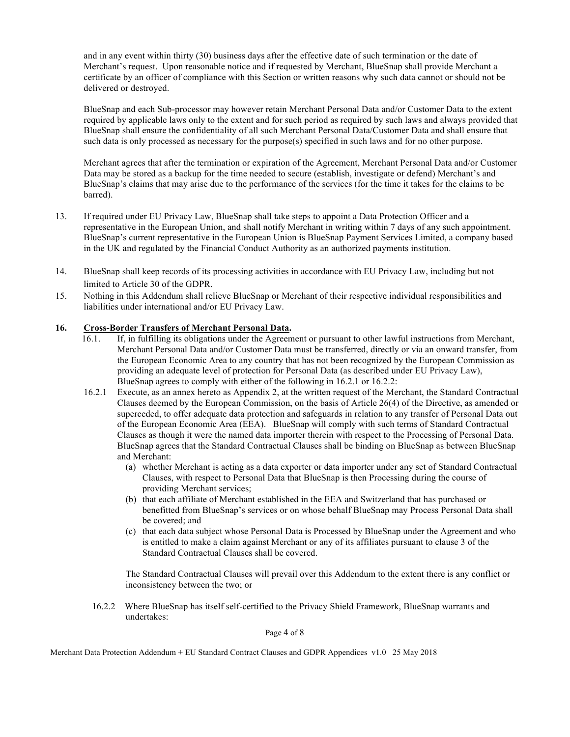and in any event within thirty (30) business days after the effective date of such termination or the date of Merchant's request. Upon reasonable notice and if requested by Merchant, BlueSnap shall provide Merchant a certificate by an officer of compliance with this Section or written reasons why such data cannot or should not be delivered or destroyed.

BlueSnap and each Sub-processor may however retain Merchant Personal Data and/or Customer Data to the extent required by applicable laws only to the extent and for such period as required by such laws and always provided that BlueSnap shall ensure the confidentiality of all such Merchant Personal Data/Customer Data and shall ensure that such data is only processed as necessary for the purpose(s) specified in such laws and for no other purpose.

Merchant agrees that after the termination or expiration of the Agreement, Merchant Personal Data and/or Customer Data may be stored as a backup for the time needed to secure (establish, investigate or defend) Merchant's and BlueSnap's claims that may arise due to the performance of the services (for the time it takes for the claims to be barred).

13. If required under EU Privacy Law, BlueSnap shall take steps to appoint a Data Protection Officer and a representative in the European Union, and shall notify Merchant in writing within 7 days of any such appointment. BlueSnap's current representative in the European Union is BlueSnap Payment Services Limited, a company based in the UK and regulated by the Financial Conduct Authority as an authorized payments institution.

14. BlueSnap shall keep records of its processing activities in accordance with EU Privacy Law, including but not limited to Article 30 of the GDPR.

15. Nothing in this Addendum shall relieve BlueSnap or Merchant of their respective individual responsibilities and liabilities under international and/or EU Privacy Law.

**16. <u>Cross-Border Transfers of Merchant Personal Data</u>.**

16.1. If, in fulfilling its obligations under the Agreement or pursuant to other lawful instructions from Merchant, Merchant Personal Data and/or Customer Data must be transferred, directly or via an onward transfer, from the European Economic Area to any country that has not been recognized by the European Commission as providing an adequate level of protection for Personal Data (as described under EU Privacy Law), BlueSnap agrees to comply with either of the following in 16.2.1 or 16.2.2:

16.2.1 Execute, as an annex hereto as Appendix 2, at the written request of the Merchant, the Standard Contractual Clauses deemed by the European Commission, on the basis of Article 26(4) of the Directive, as amended or superceded, to offer adequate data protection and safeguards in relation to any transfer of Personal Data out of the European Economic Area (EEA). BlueSnap will comply with such terms of Standard Contractual Clauses as though it were the named data importer therein with respect to the Processing of Personal Data. BlueSnap agrees that the Standard Contractual Clauses shall be binding on BlueSnap as between BlueSnap and Merchant:

(a) whether Merchant is acting as a data exporter or data importer under any set of Standard Contractual Clauses, with respect to Personal Data that BlueSnap is then Processing during the course of providing Merchant services;

(b) that each affiliate of Merchant established in the EEA and Switzerland that has purchased or benefitted from BlueSnap's services or on whose behalf BlueSnap may Process Personal Data shall be covered; and

(c) that each data subject whose Personal Data is Processed by BlueSnap under the Agreement and who is entitled to make a claim against Merchant or any of its affiliates pursuant to clause 3 of the Standard Contractual Clauses shall be covered.

The Standard Contractual Clauses will prevail over this Addendum to the extent there is any conflict or inconsistency between the two; or

16.2.2 Where BlueSnap has itself self-certified to the Privacy Shield Framework, BlueSnap warrants and undertakes: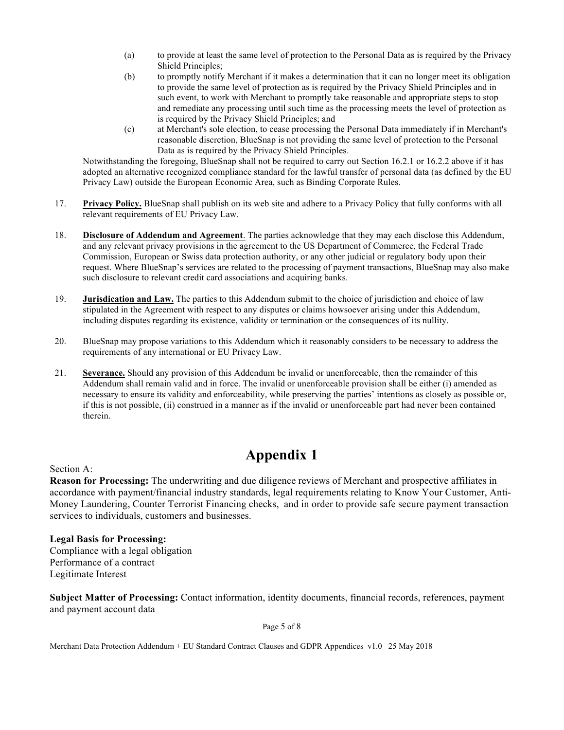(a) to provide at least the same level of protection to the Personal Data as is required by the Privacy Shield Principles;

(b) to promptly notify Merchant if it makes a determination that it can no longer meet its obligation to provide the same level of protection as is required by the Privacy Shield Principles and in such event, to work with Merchant to promptly take reasonable and appropriate steps to stop and remediate any processing until such time as the processing meets the level of protection as is required by the Privacy Shield Principles; and

(c) at Merchant's sole election, to cease processing the Personal Data immediately if in Merchant's reasonable discretion, BlueSnap is not providing the same level of protection to the Personal Data as is required by the Privacy Shield Principles.

Notwithstanding the foregoing, BlueSnap shall not be required to carry out Section 16.2.1 or 16.2.2 above if it has adopted an alternative recognized compliance standard for the lawful transfer of personal data (as defined by the EU Privacy Law) outside the European Economic Area, such as Binding Corporate Rules.

17. **Privacy Policy.** BlueSnap shall publish on its web site and adhere to a Privacy Policy that fully conforms with all relevant requirements of EU Privacy Law.

18. **Disclosure of Addendum and Agreement**. The parties acknowledge that they may each disclose this Addendum, and any relevant privacy provisions in the agreement to the US Department of Commerce, the Federal Trade Commission, European or Swiss data protection authority, or any other judicial or regulatory body upon their request. Where BlueSnap's services are related to the processing of payment transactions, BlueSnap may also make such disclosure to relevant credit card associations and acquiring banks.

19. **Jurisdication and Law.** The parties to this Addendum submit to the choice of jurisdiction and choice of law stipulated in the Agreement with respect to any disputes or claims howsoever arising under this Addendum, including disputes regarding its existence, validity or termination or the consequences of its nullity.

20. BlueSnap may propose variations to this Addendum which it reasonably considers to be necessary to address the requirements of any international or EU Privacy Law.

21. **Severance.** Should any provision of this Addendum be invalid or unenforceable, then the remainder of this Addendum shall remain valid and in force. The invalid or unenforceable provision shall be either (i) amended as necessary to ensure its validity and enforceability, while preserving the parties' intentions as closely as possible or, if this is not possible, (ii) construed in a manner as if the invalid or unenforceable part had never been contained therein.

# Appendix 1

Section A:

**Reason for Processing:** The underwriting and due diligence reviews of Merchant and prospective affiliates in accordance with payment/financial industry standards, legal requirements relating to Know Your Customer, Anti-Money Laundering, Counter Terrorist Financing checks, and in order to provide safe secure payment transaction services to individuals, customers and businesses.

**Legal Basis for Processing:**
Compliance with a legal obligation
Performance of a contract
Legitimate Interest

**Subject Matter of Processing:** Contact information, identity documents, financial records, references, payment and payment account data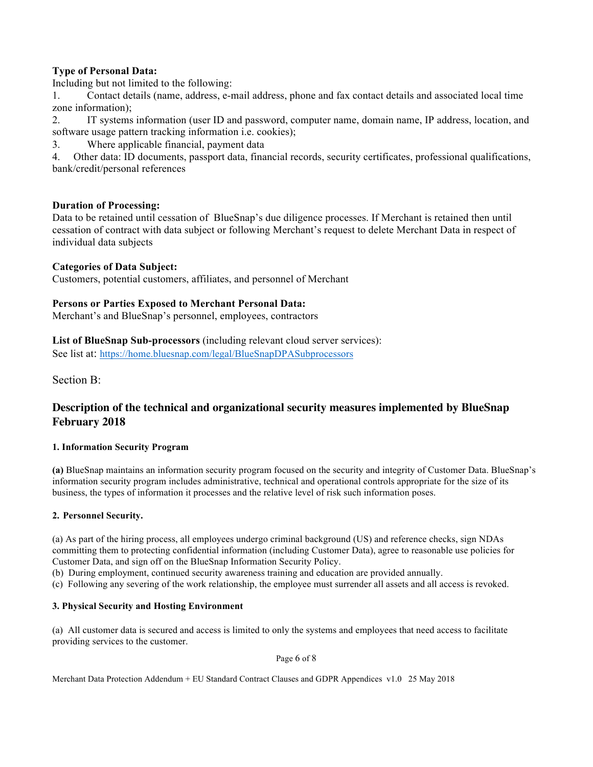**Type of Personal Data:**

Including but not limited to the following:

1. Contact details (name, address, e-mail address, phone and fax contact details and associated local time zone information);
2. IT systems information (user ID and password, computer name, domain name, IP address, location, and software usage pattern tracking information i.e. cookies);
3. Where applicable financial, payment data
4. Other data: ID documents, passport data, financial records, security certificates, professional qualifications, bank/credit/personal references

**Duration of Processing:**

Data to be retained until cessation of BlueSnap's due diligence processes. If Merchant is retained then until cessation of contract with data subject or following Merchant's request to delete Merchant Data in respect of individual data subjects

**Categories of Data Subject:**

Customers, potential customers, affiliates, and personnel of Merchant

**Persons or Parties Exposed to Merchant Personal Data:**

Merchant's and BlueSnap's personnel, employees, contractors

**List of BlueSnap Sub-processors** (including relevant cloud server services):

See list at: https://home.bluesnap.com/legal/BlueSnapDPASubprocessors

Section B:

## Description of the technical and organizational security measures implemented by BlueSnap February 2018

#### 1. Information Security Program

**(a)** BlueSnap maintains an information security program focused on the security and integrity of Customer Data. BlueSnap's information security program includes administrative, technical and operational controls appropriate for the size of its business, the types of information it processes and the relative level of risk such information poses.

#### 2. Personnel Security.

(a) As part of the hiring process, all employees undergo criminal background (US) and reference checks, sign NDAs committing them to protecting confidential information (including Customer Data), agree to reasonable use policies for Customer Data, and sign off on the BlueSnap Information Security Policy.

(b) During employment, continued security awareness training and education are provided annually.

(c) Following any severing of the work relationship, the employee must surrender all assets and all access is revoked.

#### 3. Physical Security and Hosting Environment

(a) All customer data is secured and access is limited to only the systems and employees that need access to facilitate providing services to the customer.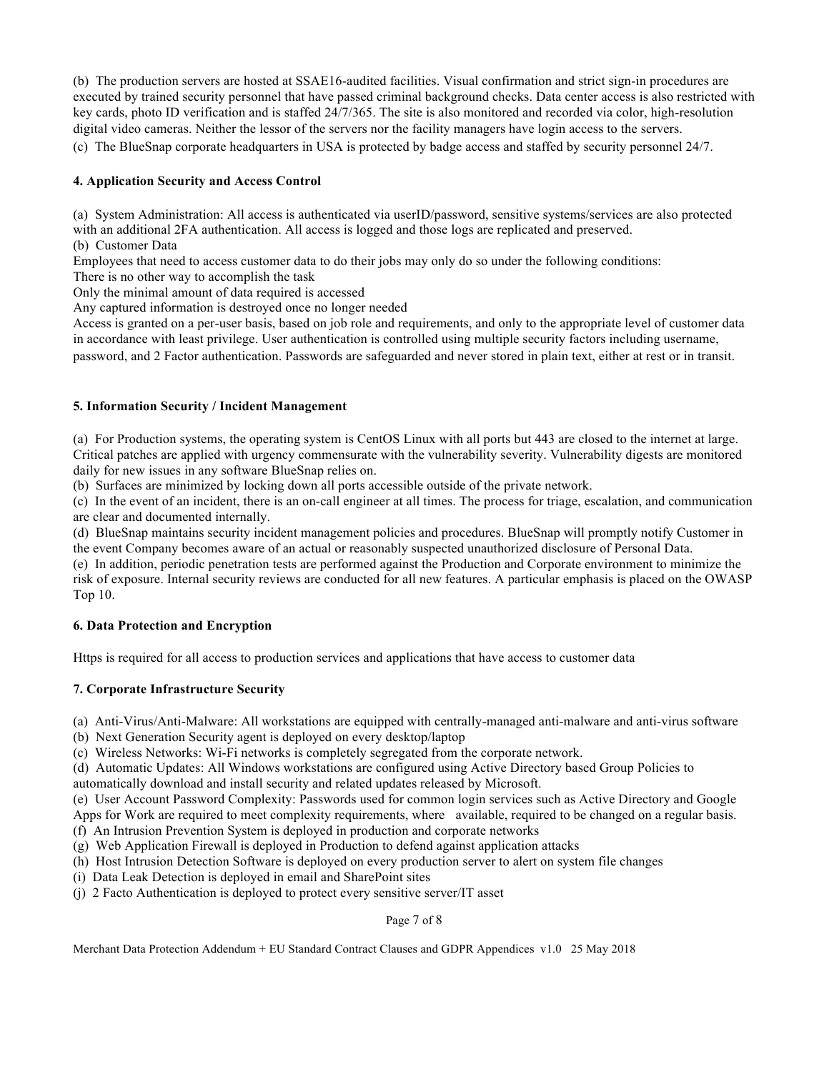(b) The production servers are hosted at SSAE16-audited facilities. Visual confirmation and strict sign-in procedures are executed by trained security personnel that have passed criminal background checks. Data center access is also restricted with key cards, photo ID verification and is staffed 24/7/365. The site is also monitored and recorded via color, high-resolution digital video cameras. Neither the lessor of the servers nor the facility managers have login access to the servers.

(c) The BlueSnap corporate headquarters in USA is protected by badge access and staffed by security personnel 24/7.

**4. Application Security and Access Control**

(a) System Administration: All access is authenticated via userID/password, sensitive systems/services are also protected with an additional 2FA authentication. All access is logged and those logs are replicated and preserved.

(b) Customer Data

Employees that need to access customer data to do their jobs may only do so under the following conditions:

There is no other way to accomplish the task

Only the minimal amount of data required is accessed

Any captured information is destroyed once no longer needed

Access is granted on a per-user basis, based on job role and requirements, and only to the appropriate level of customer data in accordance with least privilege. User authentication is controlled using multiple security factors including username, password, and 2 Factor authentication. Passwords are safeguarded and never stored in plain text, either at rest or in transit.

**5. Information Security / Incident Management**

(a) For Production systems, the operating system is CentOS Linux with all ports but 443 are closed to the internet at large. Critical patches are applied with urgency commensurate with the vulnerability severity. Vulnerability digests are monitored daily for new issues in any software BlueSnap relies on.

(b) Surfaces are minimized by locking down all ports accessible outside of the private network.

(c) In the event of an incident, there is an on-call engineer at all times. The process for triage, escalation, and communication are clear and documented internally.

(d) BlueSnap maintains security incident management policies and procedures. BlueSnap will promptly notify Customer in the event Company becomes aware of an actual or reasonably suspected unauthorized disclosure of Personal Data.

(e) In addition, periodic penetration tests are performed against the Production and Corporate environment to minimize the risk of exposure. Internal security reviews are conducted for all new features. A particular emphasis is placed on the OWASP Top 10.

**6. Data Protection and Encryption**

Https is required for all access to production services and applications that have access to customer data

**7. Corporate Infrastructure Security**

(a) Anti-Virus/Anti-Malware: All workstations are equipped with centrally-managed anti-malware and anti-virus software

(b) Next Generation Security agent is deployed on every desktop/laptop

(c) Wireless Networks: Wi-Fi networks is completely segregated from the corporate network.

(d) Automatic Updates: All Windows workstations are configured using Active Directory based Group Policies to automatically download and install security and related updates released by Microsoft.

(e) User Account Password Complexity: Passwords used for common login services such as Active Directory and Google Apps for Work are required to meet complexity requirements, where available, required to be changed on a regular basis.

(f) An Intrusion Prevention System is deployed in production and corporate networks

(g) Web Application Firewall is deployed in Production to defend against application attacks

(h) Host Intrusion Detection Software is deployed on every production server to alert on system file changes

(i) Data Leak Detection is deployed in email and SharePoint sites

(j) 2 Facto Authentication is deployed to protect every sensitive server/IT asset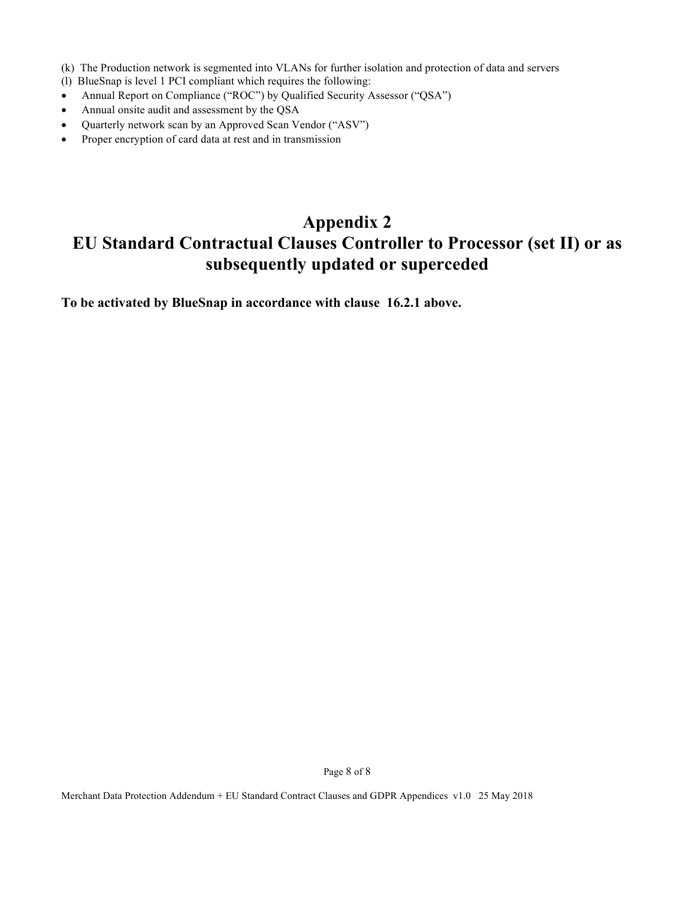(k) The Production network is segmented into VLANs for further isolation and protection of data and servers

(l) BlueSnap is level 1 PCI compliant which requires the following:

- Annual Report on Compliance (“ROC”) by Qualified Security Assessor (“QSA”)
- Annual onsite audit and assessment by the QSA
- Quarterly network scan by an Approved Scan Vendor (“ASV”)
- Proper encryption of card data at rest and in transmission

# Appendix 2
# EU Standard Contractual Clauses Controller to Processor (set II) or as subsequently updated or superceded

**To be activated by BlueSnap in accordance with clause 16.2.1 above.**